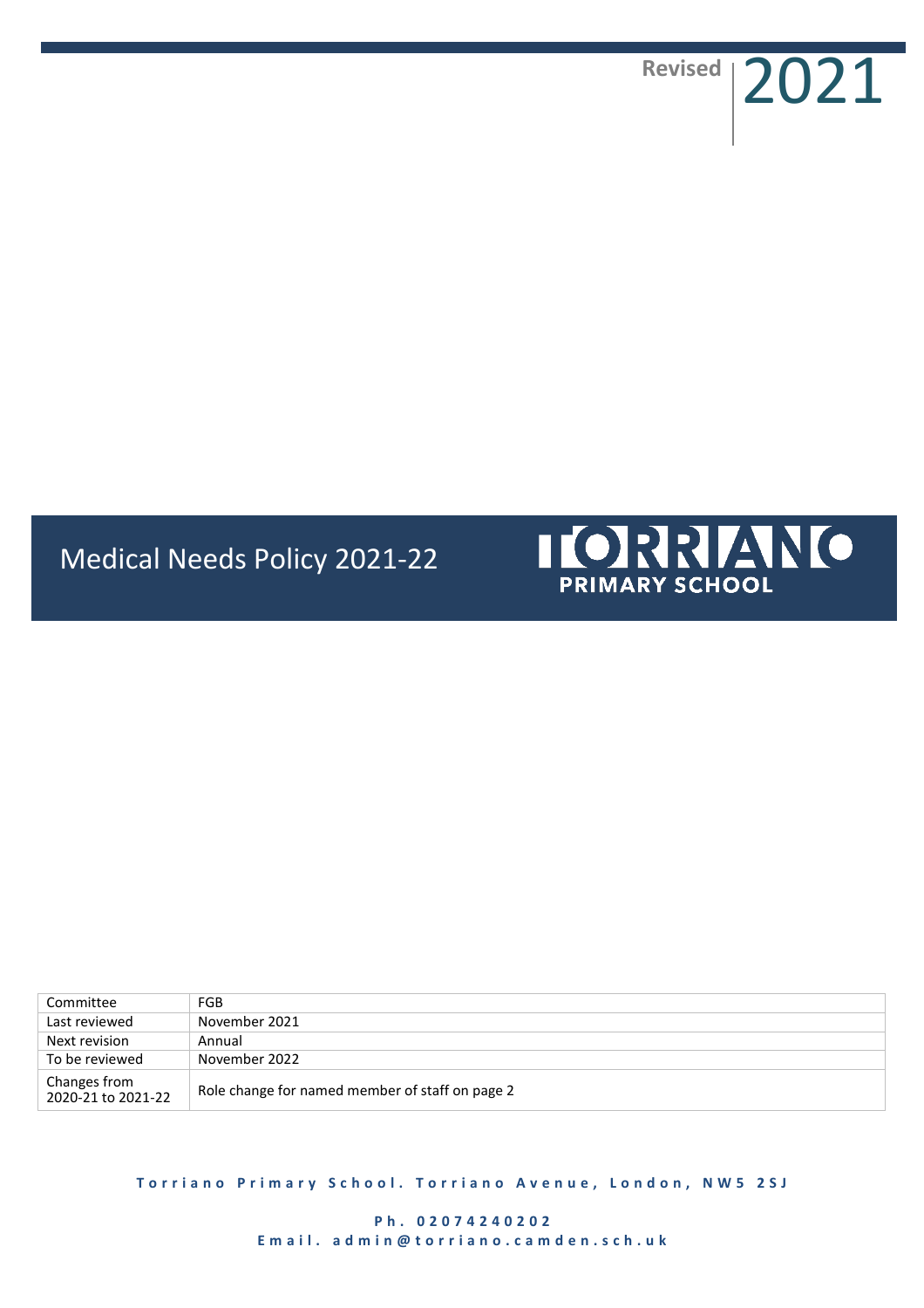Revised 2021

# Medical Needs Policy 2021-22

TORRIANO PRIMARY SCHOOL

| Committee | FGB |
|---|---|
| Last reviewed | November 2021 |
| Next revision | Annual |
| To be reviewed | November 2022 |
| Changes from 2020-21 to 2021-22 | Role change for named member of staff on page 2 |

**Torriano Primary School. Torriano Avenue, London, NW5 2SJ**

**Ph. 02074240202**
**Email. admin@torriano.camden.sch.uk**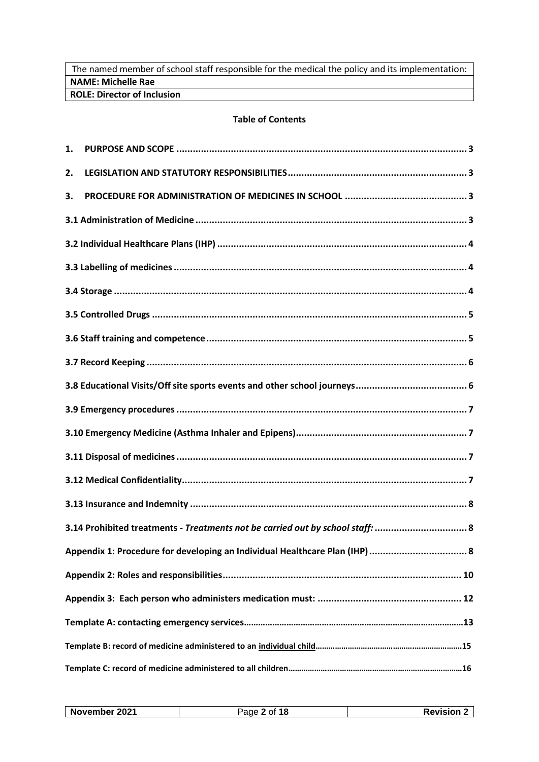| The named member of school staff responsible for the medical the policy and its implementation: |
| --- |
| **NAME: Michelle Rae** |
| **ROLE: Director of Inclusion** |

**Table of Contents**

**1. PURPOSE AND SCOPE .......... 3**

**2. LEGISLATION AND STATUTORY RESPONSIBILITIES .......... 3**

**3. PROCEDURE FOR ADMINISTRATION OF MEDICINES IN SCHOOL .......... 3**

**3.1 Administration of Medicine .......... 3**

**3.2 Individual Healthcare Plans (IHP) .......... 4**

**3.3 Labelling of medicines .......... 4**

**3.4 Storage .......... 4**

**3.5 Controlled Drugs .......... 5**

**3.6 Staff training and competence .......... 5**

**3.7 Record Keeping .......... 6**

**3.8 Educational Visits/Off site sports events and other school journeys .......... 6**

**3.9 Emergency procedures .......... 7**

**3.10 Emergency Medicine (Asthma Inhaler and Epipens) .......... 7**

**3.11 Disposal of medicines .......... 7**

**3.12 Medical Confidentiality .......... 7**

**3.13 Insurance and Indemnity .......... 8**

**3.14 Prohibited treatments - *Treatments not be carried out by school staff:* .......... 8**

**Appendix 1: Procedure for developing an Individual Healthcare Plan (IHP) .......... 8**

**Appendix 2: Roles and responsibilities .......... 10**

**Appendix 3: Each person who administers medication must: .......... 12**

**Template A: contacting emergency services .......... 13**

**Template B: record of medicine administered to an individual child .......... 15**

**Template C: record of medicine administered to all children .......... 16**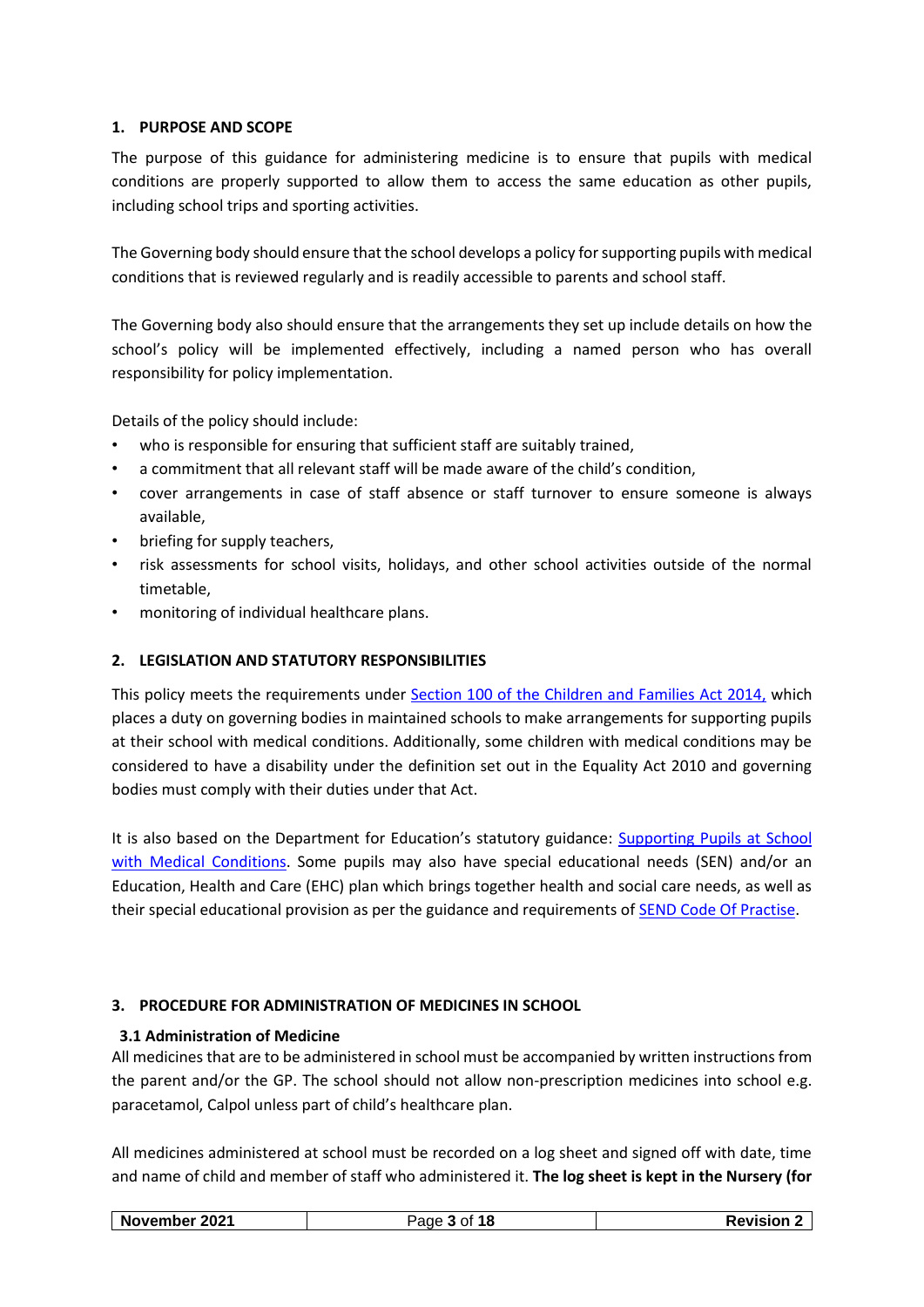## 1. PURPOSE AND SCOPE

The purpose of this guidance for administering medicine is to ensure that pupils with medical conditions are properly supported to allow them to access the same education as other pupils, including school trips and sporting activities.

The Governing body should ensure that the school develops a policy for supporting pupils with medical conditions that is reviewed regularly and is readily accessible to parents and school staff.

The Governing body also should ensure that the arrangements they set up include details on how the school's policy will be implemented effectively, including a named person who has overall responsibility for policy implementation.

Details of the policy should include:

- who is responsible for ensuring that sufficient staff are suitably trained,
- a commitment that all relevant staff will be made aware of the child's condition,
- cover arrangements in case of staff absence or staff turnover to ensure someone is always available,
- briefing for supply teachers,
- risk assessments for school visits, holidays, and other school activities outside of the normal timetable,
- monitoring of individual healthcare plans.

## 2. LEGISLATION AND STATUTORY RESPONSIBILITIES

This policy meets the requirements under Section 100 of the Children and Families Act 2014, which places a duty on governing bodies in maintained schools to make arrangements for supporting pupils at their school with medical conditions. Additionally, some children with medical conditions may be considered to have a disability under the definition set out in the Equality Act 2010 and governing bodies must comply with their duties under that Act.

It is also based on the Department for Education's statutory guidance: Supporting Pupils at School with Medical Conditions. Some pupils may also have special educational needs (SEN) and/or an Education, Health and Care (EHC) plan which brings together health and social care needs, as well as their special educational provision as per the guidance and requirements of SEND Code Of Practise.

## 3. PROCEDURE FOR ADMINISTRATION OF MEDICINES IN SCHOOL

### 3.1 Administration of Medicine

All medicines that are to be administered in school must be accompanied by written instructions from the parent and/or the GP. The school should not allow non-prescription medicines into school e.g. paracetamol, Calpol unless part of child's healthcare plan.

All medicines administered at school must be recorded on a log sheet and signed off with date, time and name of child and member of staff who administered it. **The log sheet is kept in the Nursery (for**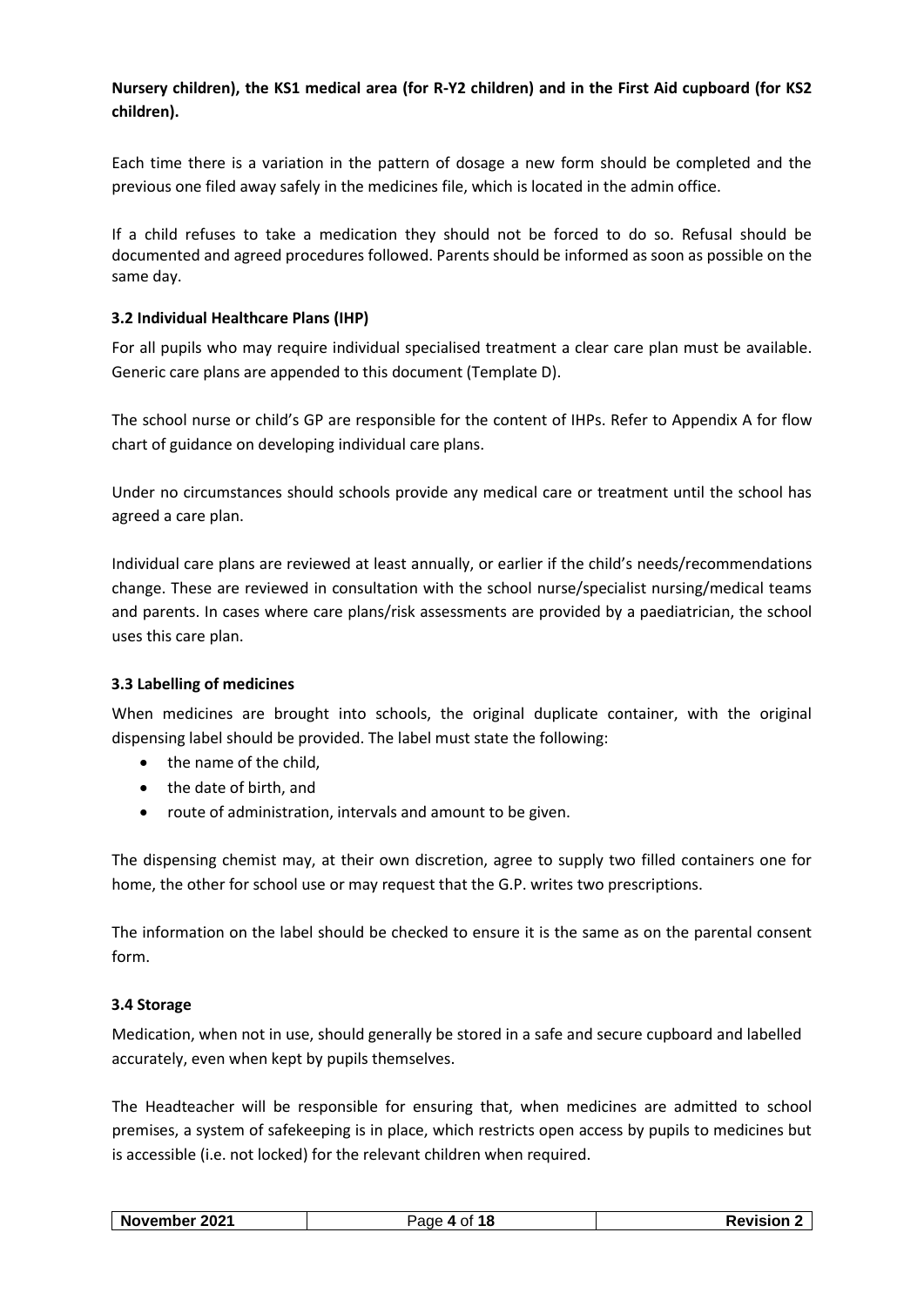**Nursery children), the KS1 medical area (for R-Y2 children) and in the First Aid cupboard (for KS2 children).**

Each time there is a variation in the pattern of dosage a new form should be completed and the previous one filed away safely in the medicines file, which is located in the admin office.

If a child refuses to take a medication they should not be forced to do so. Refusal should be documented and agreed procedures followed. Parents should be informed as soon as possible on the same day.

### 3.2 Individual Healthcare Plans (IHP)

For all pupils who may require individual specialised treatment a clear care plan must be available. Generic care plans are appended to this document (Template D).

The school nurse or child's GP are responsible for the content of IHPs. Refer to Appendix A for flow chart of guidance on developing individual care plans.

Under no circumstances should schools provide any medical care or treatment until the school has agreed a care plan.

Individual care plans are reviewed at least annually, or earlier if the child's needs/recommendations change. These are reviewed in consultation with the school nurse/specialist nursing/medical teams and parents. In cases where care plans/risk assessments are provided by a paediatrician, the school uses this care plan.

### 3.3 Labelling of medicines

When medicines are brought into schools, the original duplicate container, with the original dispensing label should be provided. The label must state the following:

- the name of the child,
- the date of birth, and
- route of administration, intervals and amount to be given.

The dispensing chemist may, at their own discretion, agree to supply two filled containers one for home, the other for school use or may request that the G.P. writes two prescriptions.

The information on the label should be checked to ensure it is the same as on the parental consent form.

### 3.4 Storage

Medication, when not in use, should generally be stored in a safe and secure cupboard and labelled accurately, even when kept by pupils themselves.

The Headteacher will be responsible for ensuring that, when medicines are admitted to school premises, a system of safekeeping is in place, which restricts open access by pupils to medicines but is accessible (i.e. not locked) for the relevant children when required.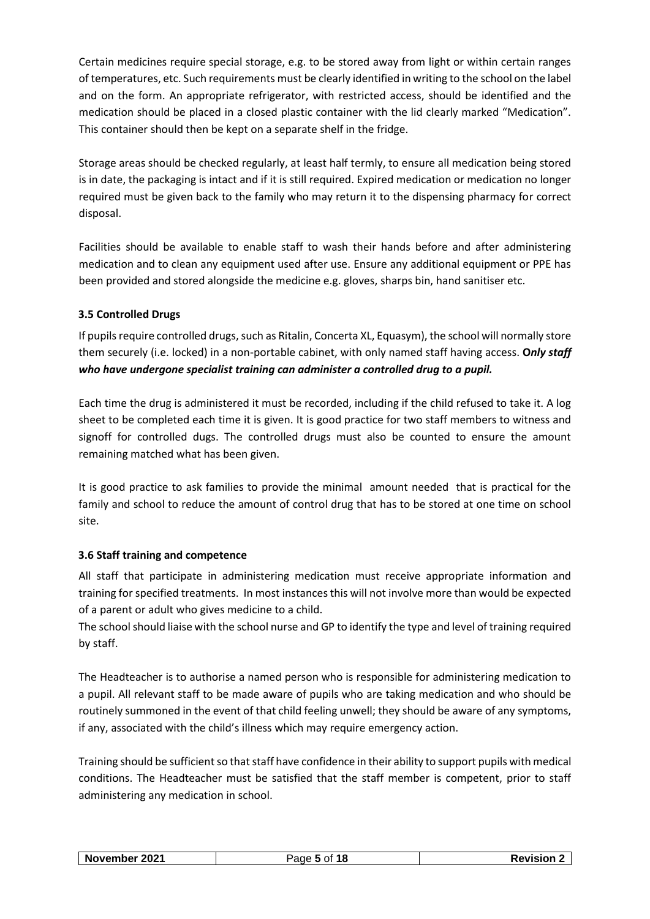Certain medicines require special storage, e.g. to be stored away from light or within certain ranges of temperatures, etc. Such requirements must be clearly identified in writing to the school on the label and on the form. An appropriate refrigerator, with restricted access, should be identified and the medication should be placed in a closed plastic container with the lid clearly marked "Medication". This container should then be kept on a separate shelf in the fridge.

Storage areas should be checked regularly, at least half termly, to ensure all medication being stored is in date, the packaging is intact and if it is still required. Expired medication or medication no longer required must be given back to the family who may return it to the dispensing pharmacy for correct disposal.

Facilities should be available to enable staff to wash their hands before and after administering medication and to clean any equipment used after use. Ensure any additional equipment or PPE has been provided and stored alongside the medicine e.g. gloves, sharps bin, hand sanitiser etc.

### 3.5 Controlled Drugs

If pupils require controlled drugs, such as Ritalin, Concerta XL, Equasym), the school will normally store them securely (i.e. locked) in a non-portable cabinet, with only named staff having access. ***Only staff who have undergone specialist training can administer a controlled drug to a pupil.***

Each time the drug is administered it must be recorded, including if the child refused to take it. A log sheet to be completed each time it is given. It is good practice for two staff members to witness and signoff for controlled dugs. The controlled drugs must also be counted to ensure the amount remaining matched what has been given.

It is good practice to ask families to provide the minimal amount needed that is practical for the family and school to reduce the amount of control drug that has to be stored at one time on school site.

### 3.6 Staff training and competence

All staff that participate in administering medication must receive appropriate information and training for specified treatments. In most instances this will not involve more than would be expected of a parent or adult who gives medicine to a child.
The school should liaise with the school nurse and GP to identify the type and level of training required by staff.

The Headteacher is to authorise a named person who is responsible for administering medication to a pupil. All relevant staff to be made aware of pupils who are taking medication and who should be routinely summoned in the event of that child feeling unwell; they should be aware of any symptoms, if any, associated with the child's illness which may require emergency action.

Training should be sufficient so that staff have confidence in their ability to support pupils with medical conditions. The Headteacher must be satisfied that the staff member is competent, prior to staff administering any medication in school.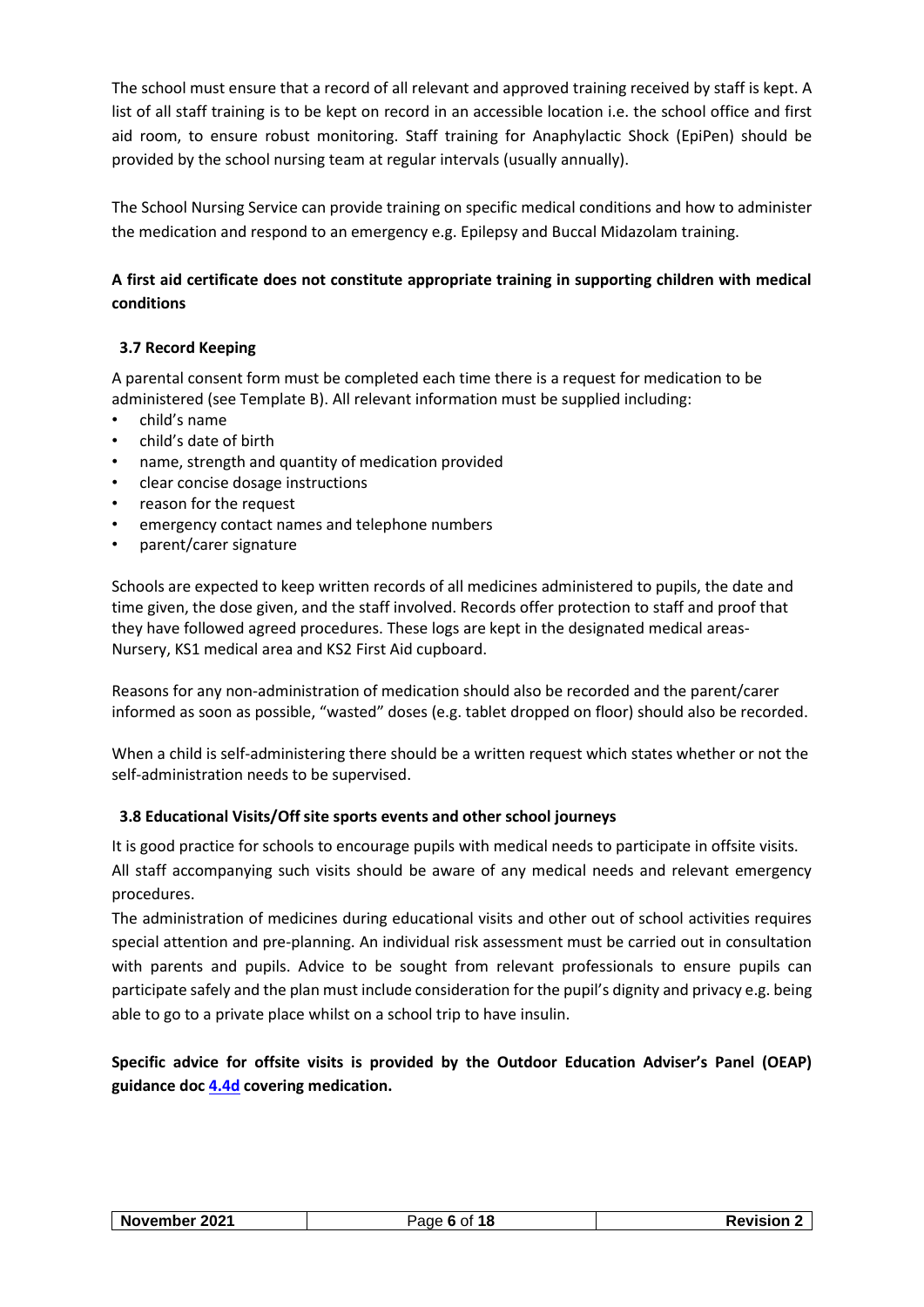The school must ensure that a record of all relevant and approved training received by staff is kept. A list of all staff training is to be kept on record in an accessible location i.e. the school office and first aid room, to ensure robust monitoring. Staff training for Anaphylactic Shock (EpiPen) should be provided by the school nursing team at regular intervals (usually annually).

The School Nursing Service can provide training on specific medical conditions and how to administer the medication and respond to an emergency e.g. Epilepsy and Buccal Midazolam training.

**A first aid certificate does not constitute appropriate training in supporting children with medical conditions**

### 3.7 Record Keeping

A parental consent form must be completed each time there is a request for medication to be administered (see Template B). All relevant information must be supplied including:

- child's name
- child's date of birth
- name, strength and quantity of medication provided
- clear concise dosage instructions
- reason for the request
- emergency contact names and telephone numbers
- parent/carer signature

Schools are expected to keep written records of all medicines administered to pupils, the date and time given, the dose given, and the staff involved. Records offer protection to staff and proof that they have followed agreed procedures. These logs are kept in the designated medical areas- Nursery, KS1 medical area and KS2 First Aid cupboard.

Reasons for any non-administration of medication should also be recorded and the parent/carer informed as soon as possible, "wasted" doses (e.g. tablet dropped on floor) should also be recorded.

When a child is self-administering there should be a written request which states whether or not the self-administration needs to be supervised.

### 3.8 Educational Visits/Off site sports events and other school journeys

It is good practice for schools to encourage pupils with medical needs to participate in offsite visits. All staff accompanying such visits should be aware of any medical needs and relevant emergency procedures.

The administration of medicines during educational visits and other out of school activities requires special attention and pre-planning. An individual risk assessment must be carried out in consultation with parents and pupils. Advice to be sought from relevant professionals to ensure pupils can participate safely and the plan must include consideration for the pupil's dignity and privacy e.g. being able to go to a private place whilst on a school trip to have insulin.

**Specific advice for offsite visits is provided by the Outdoor Education Adviser's Panel (OEAP) guidance doc 4.4d covering medication.**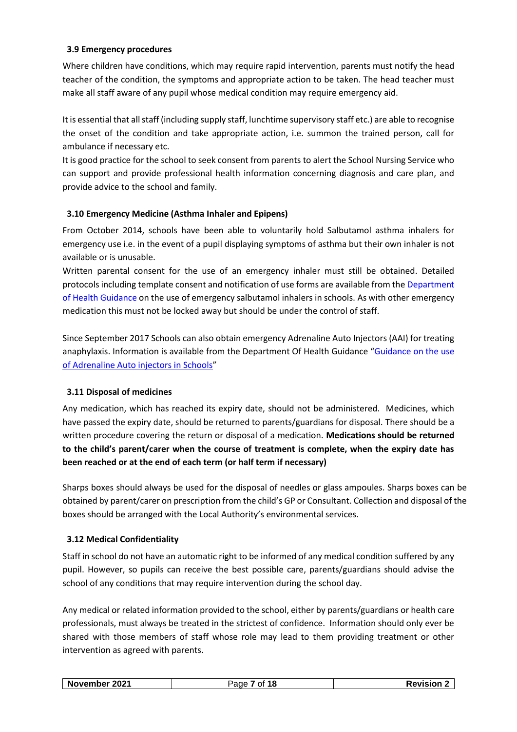### 3.9 Emergency procedures

Where children have conditions, which may require rapid intervention, parents must notify the head teacher of the condition, the symptoms and appropriate action to be taken. The head teacher must make all staff aware of any pupil whose medical condition may require emergency aid.

It is essential that all staff (including supply staff, lunchtime supervisory staff etc.) are able to recognise the onset of the condition and take appropriate action, i.e. summon the trained person, call for ambulance if necessary etc.

It is good practice for the school to seek consent from parents to alert the School Nursing Service who can support and provide professional health information concerning diagnosis and care plan, and provide advice to the school and family.

### 3.10 Emergency Medicine (Asthma Inhaler and Epipens)

From October 2014, schools have been able to voluntarily hold Salbutamol asthma inhalers for emergency use i.e. in the event of a pupil displaying symptoms of asthma but their own inhaler is not available or is unusable.

Written parental consent for the use of an emergency inhaler must still be obtained. Detailed protocols including template consent and notification of use forms are available from the Department of Health Guidance on the use of emergency salbutamol inhalers in schools. As with other emergency medication this must not be locked away but should be under the control of staff.

Since September 2017 Schools can also obtain emergency Adrenaline Auto Injectors (AAI) for treating anaphylaxis. Information is available from the Department Of Health Guidance "Guidance on the use of Adrenaline Auto injectors in Schools"

### 3.11 Disposal of medicines

Any medication, which has reached its expiry date, should not be administered. Medicines, which have passed the expiry date, should be returned to parents/guardians for disposal. There should be a written procedure covering the return or disposal of a medication. **Medications should be returned to the child's parent/carer when the course of treatment is complete, when the expiry date has been reached or at the end of each term (or half term if necessary)**

Sharps boxes should always be used for the disposal of needles or glass ampoules. Sharps boxes can be obtained by parent/carer on prescription from the child's GP or Consultant. Collection and disposal of the boxes should be arranged with the Local Authority's environmental services.

### 3.12 Medical Confidentiality

Staff in school do not have an automatic right to be informed of any medical condition suffered by any pupil. However, so pupils can receive the best possible care, parents/guardians should advise the school of any conditions that may require intervention during the school day.

Any medical or related information provided to the school, either by parents/guardians or health care professionals, must always be treated in the strictest of confidence. Information should only ever be shared with those members of staff whose role may lead to them providing treatment or other intervention as agreed with parents.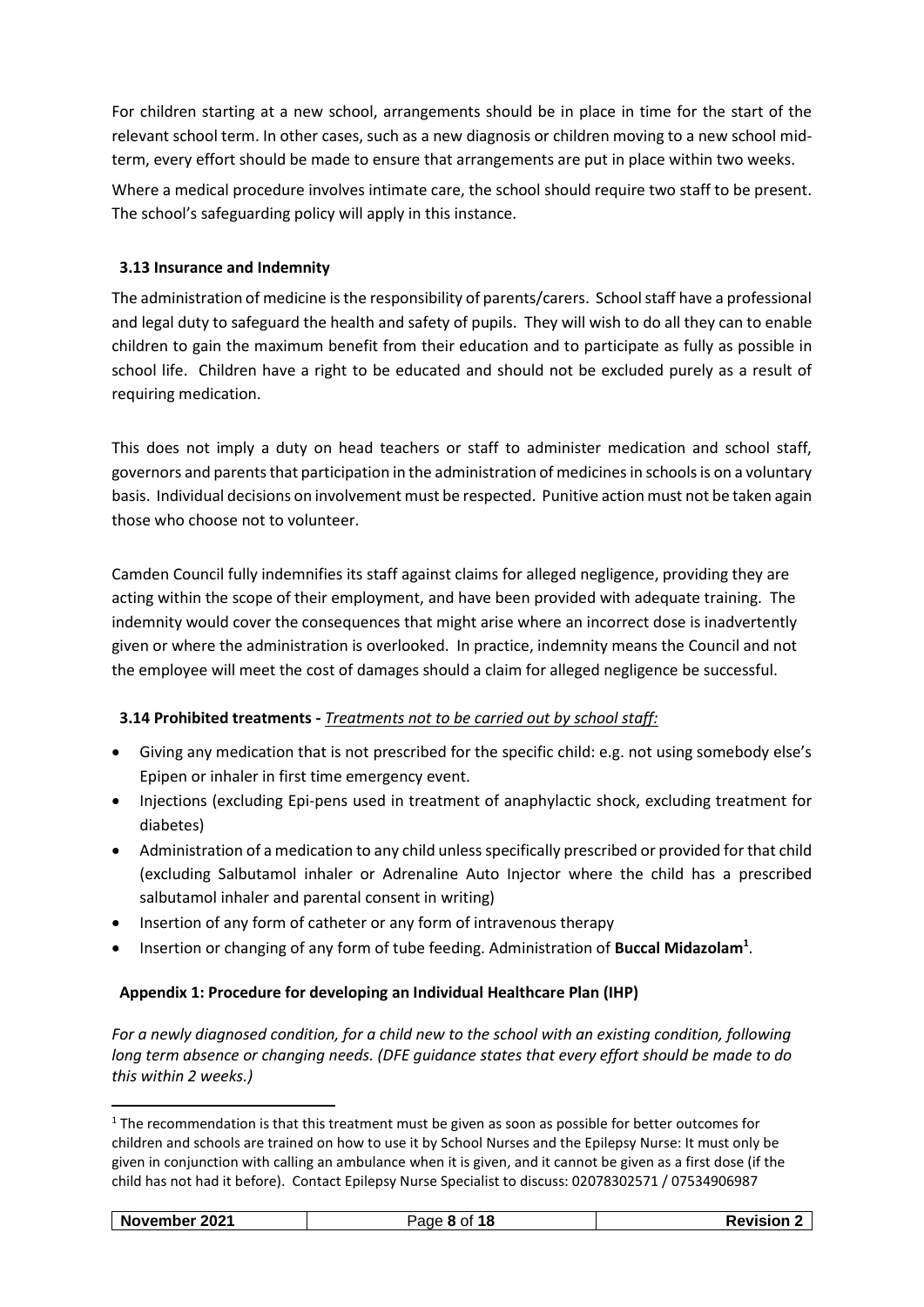For children starting at a new school, arrangements should be in place in time for the start of the relevant school term. In other cases, such as a new diagnosis or children moving to a new school mid-term, every effort should be made to ensure that arrangements are put in place within two weeks.

Where a medical procedure involves intimate care, the school should require two staff to be present. The school's safeguarding policy will apply in this instance.

### 3.13 Insurance and Indemnity

The administration of medicine is the responsibility of parents/carers. School staff have a professional and legal duty to safeguard the health and safety of pupils. They will wish to do all they can to enable children to gain the maximum benefit from their education and to participate as fully as possible in school life. Children have a right to be educated and should not be excluded purely as a result of requiring medication.

This does not imply a duty on head teachers or staff to administer medication and school staff, governors and parents that participation in the administration of medicines in schools is on a voluntary basis. Individual decisions on involvement must be respected. Punitive action must not be taken again those who choose not to volunteer.

Camden Council fully indemnifies its staff against claims for alleged negligence, providing they are acting within the scope of their employment, and have been provided with adequate training. The indemnity would cover the consequences that might arise where an incorrect dose is inadvertently given or where the administration is overlooked. In practice, indemnity means the Council and not the employee will meet the cost of damages should a claim for alleged negligence be successful.

### 3.14 Prohibited treatments - *Treatments not to be carried out by school staff:*

- Giving any medication that is not prescribed for the specific child: e.g. not using somebody else's Epipen or inhaler in first time emergency event.
- Injections (excluding Epi-pens used in treatment of anaphylactic shock, excluding treatment for diabetes)
- Administration of a medication to any child unless specifically prescribed or provided for that child (excluding Salbutamol inhaler or Adrenaline Auto Injector where the child has a prescribed salbutamol inhaler and parental consent in writing)
- Insertion of any form of catheter or any form of intravenous therapy
- Insertion or changing of any form of tube feeding. Administration of **Buccal Midazolam**[1].

### Appendix 1: Procedure for developing an Individual Healthcare Plan (IHP)

*For a newly diagnosed condition, for a child new to the school with an existing condition, following long term absence or changing needs. (DFE guidance states that every effort should be made to do this within 2 weeks.)*

[1] The recommendation is that this treatment must be given as soon as possible for better outcomes for children and schools are trained on how to use it by School Nurses and the Epilepsy Nurse: It must only be given in conjunction with calling an ambulance when it is given, and it cannot be given as a first dose (if the child has not had it before). Contact Epilepsy Nurse Specialist to discuss: 02078302571 / 07534906987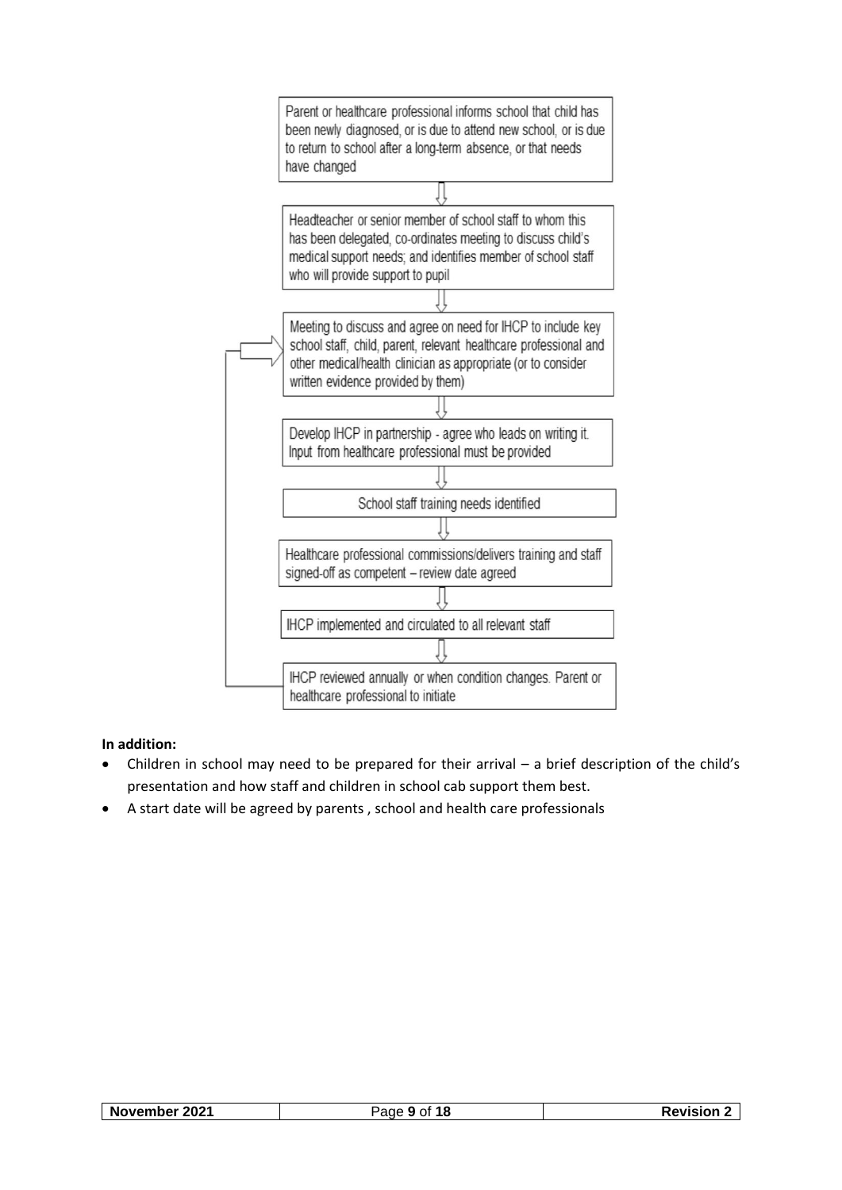Parent or healthcare professional informs school that child has been newly diagnosed, or is due to attend new school, or is due to return to school after a long-term absence, or that needs have changed

⇩

Headteacher or senior member of school staff to whom this has been delegated, co-ordinates meeting to discuss child's medical support needs; and identifies member of school staff who will provide support to pupil

⇩

Meeting to discuss and agree on need for IHCP to include key school staff, child, parent, relevant healthcare professional and other medical/health clinician as appropriate (or to consider written evidence provided by them)

⇩

Develop IHCP in partnership - agree who leads on writing it. Input from healthcare professional must be provided

⇩

School staff training needs identified

⇩

Healthcare professional commissions/delivers training and staff signed-off as competent – review date agreed

⇩

IHCP implemented and circulated to all relevant staff

⇩

IHCP reviewed annually or when condition changes. Parent or healthcare professional to initiate

(returns to: Meeting to discuss and agree on need for IHCP)

**In addition:**

- Children in school may need to be prepared for their arrival – a brief description of the child's presentation and how staff and children in school cab support them best.
- A start date will be agreed by parents , school and health care professionals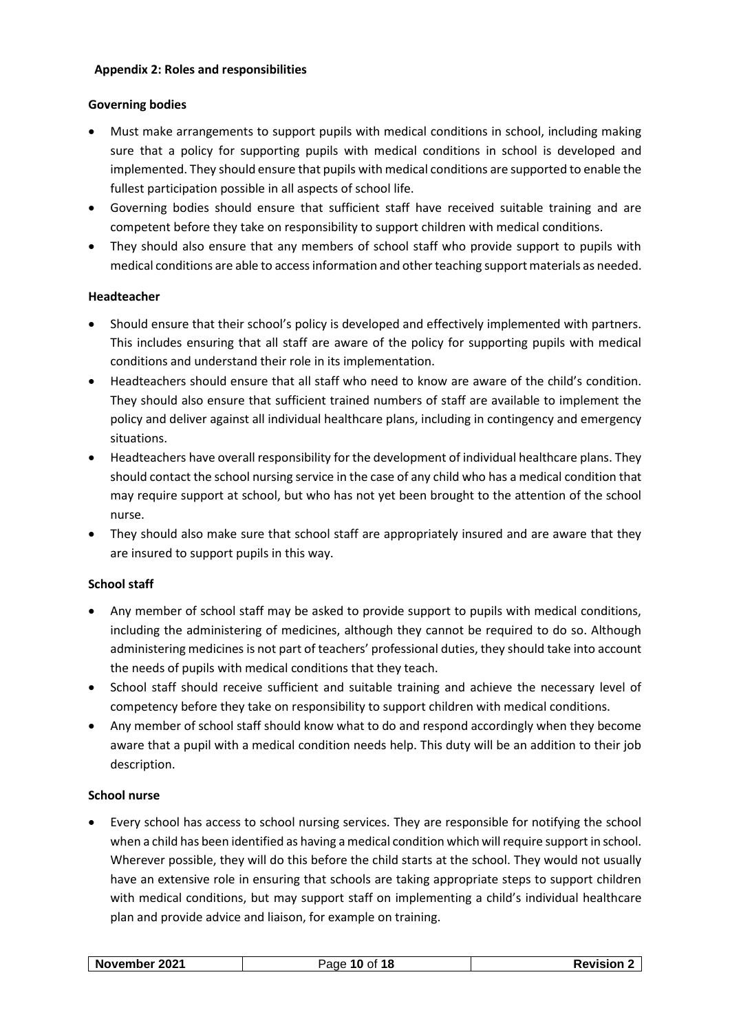## Appendix 2: Roles and responsibilities

### Governing bodies

- Must make arrangements to support pupils with medical conditions in school, including making sure that a policy for supporting pupils with medical conditions in school is developed and implemented. They should ensure that pupils with medical conditions are supported to enable the fullest participation possible in all aspects of school life.
- Governing bodies should ensure that sufficient staff have received suitable training and are competent before they take on responsibility to support children with medical conditions.
- They should also ensure that any members of school staff who provide support to pupils with medical conditions are able to access information and other teaching support materials as needed.

### Headteacher

- Should ensure that their school's policy is developed and effectively implemented with partners. This includes ensuring that all staff are aware of the policy for supporting pupils with medical conditions and understand their role in its implementation.
- Headteachers should ensure that all staff who need to know are aware of the child's condition. They should also ensure that sufficient trained numbers of staff are available to implement the policy and deliver against all individual healthcare plans, including in contingency and emergency situations.
- Headteachers have overall responsibility for the development of individual healthcare plans. They should contact the school nursing service in the case of any child who has a medical condition that may require support at school, but who has not yet been brought to the attention of the school nurse.
- They should also make sure that school staff are appropriately insured and are aware that they are insured to support pupils in this way.

### School staff

- Any member of school staff may be asked to provide support to pupils with medical conditions, including the administering of medicines, although they cannot be required to do so. Although administering medicines is not part of teachers' professional duties, they should take into account the needs of pupils with medical conditions that they teach.
- School staff should receive sufficient and suitable training and achieve the necessary level of competency before they take on responsibility to support children with medical conditions.
- Any member of school staff should know what to do and respond accordingly when they become aware that a pupil with a medical condition needs help. This duty will be an addition to their job description.

### School nurse

- Every school has access to school nursing services. They are responsible for notifying the school when a child has been identified as having a medical condition which will require support in school. Wherever possible, they will do this before the child starts at the school. They would not usually have an extensive role in ensuring that schools are taking appropriate steps to support children with medical conditions, but may support staff on implementing a child's individual healthcare plan and provide advice and liaison, for example on training.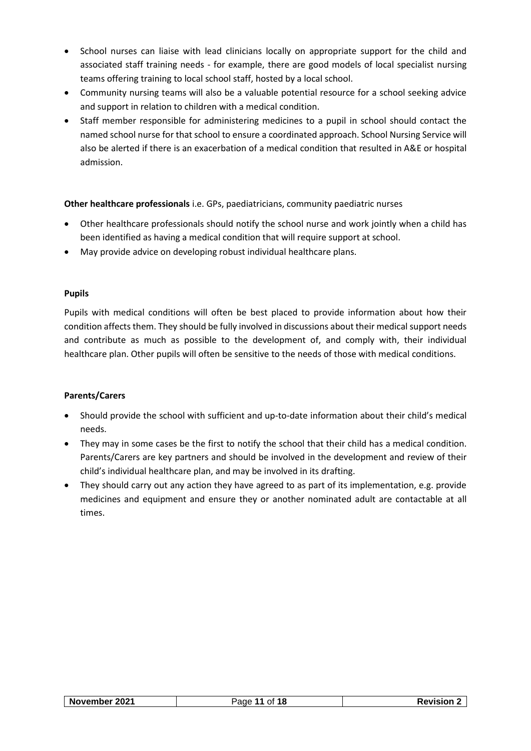- School nurses can liaise with lead clinicians locally on appropriate support for the child and associated staff training needs - for example, there are good models of local specialist nursing teams offering training to local school staff, hosted by a local school.
- Community nursing teams will also be a valuable potential resource for a school seeking advice and support in relation to children with a medical condition.
- Staff member responsible for administering medicines to a pupil in school should contact the named school nurse for that school to ensure a coordinated approach. School Nursing Service will also be alerted if there is an exacerbation of a medical condition that resulted in A&E or hospital admission.

**Other healthcare professionals** i.e. GPs, paediatricians, community paediatric nurses

- Other healthcare professionals should notify the school nurse and work jointly when a child has been identified as having a medical condition that will require support at school.
- May provide advice on developing robust individual healthcare plans.

**Pupils**

Pupils with medical conditions will often be best placed to provide information about how their condition affects them. They should be fully involved in discussions about their medical support needs and contribute as much as possible to the development of, and comply with, their individual healthcare plan. Other pupils will often be sensitive to the needs of those with medical conditions.

**Parents/Carers**

- Should provide the school with sufficient and up-to-date information about their child's medical needs.
- They may in some cases be the first to notify the school that their child has a medical condition. Parents/Carers are key partners and should be involved in the development and review of their child's individual healthcare plan, and may be involved in its drafting.
- They should carry out any action they have agreed to as part of its implementation, e.g. provide medicines and equipment and ensure they or another nominated adult are contactable at all times.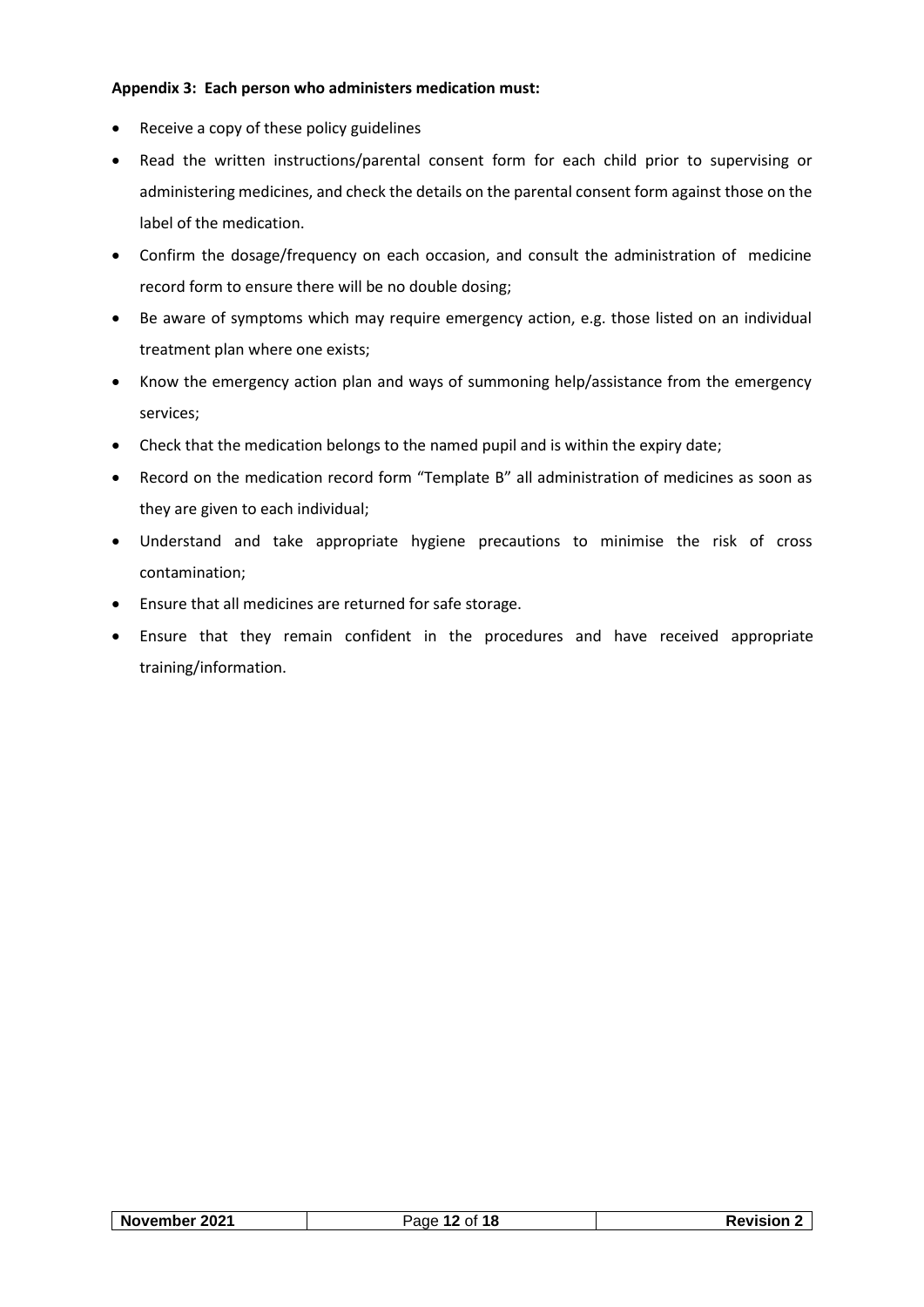**Appendix 3: Each person who administers medication must:**

- Receive a copy of these policy guidelines
- Read the written instructions/parental consent form for each child prior to supervising or administering medicines, and check the details on the parental consent form against those on the label of the medication.
- Confirm the dosage/frequency on each occasion, and consult the administration of medicine record form to ensure there will be no double dosing;
- Be aware of symptoms which may require emergency action, e.g. those listed on an individual treatment plan where one exists;
- Know the emergency action plan and ways of summoning help/assistance from the emergency services;
- Check that the medication belongs to the named pupil and is within the expiry date;
- Record on the medication record form "Template B" all administration of medicines as soon as they are given to each individual;
- Understand and take appropriate hygiene precautions to minimise the risk of cross contamination;
- Ensure that all medicines are returned for safe storage.
- Ensure that they remain confident in the procedures and have received appropriate training/information.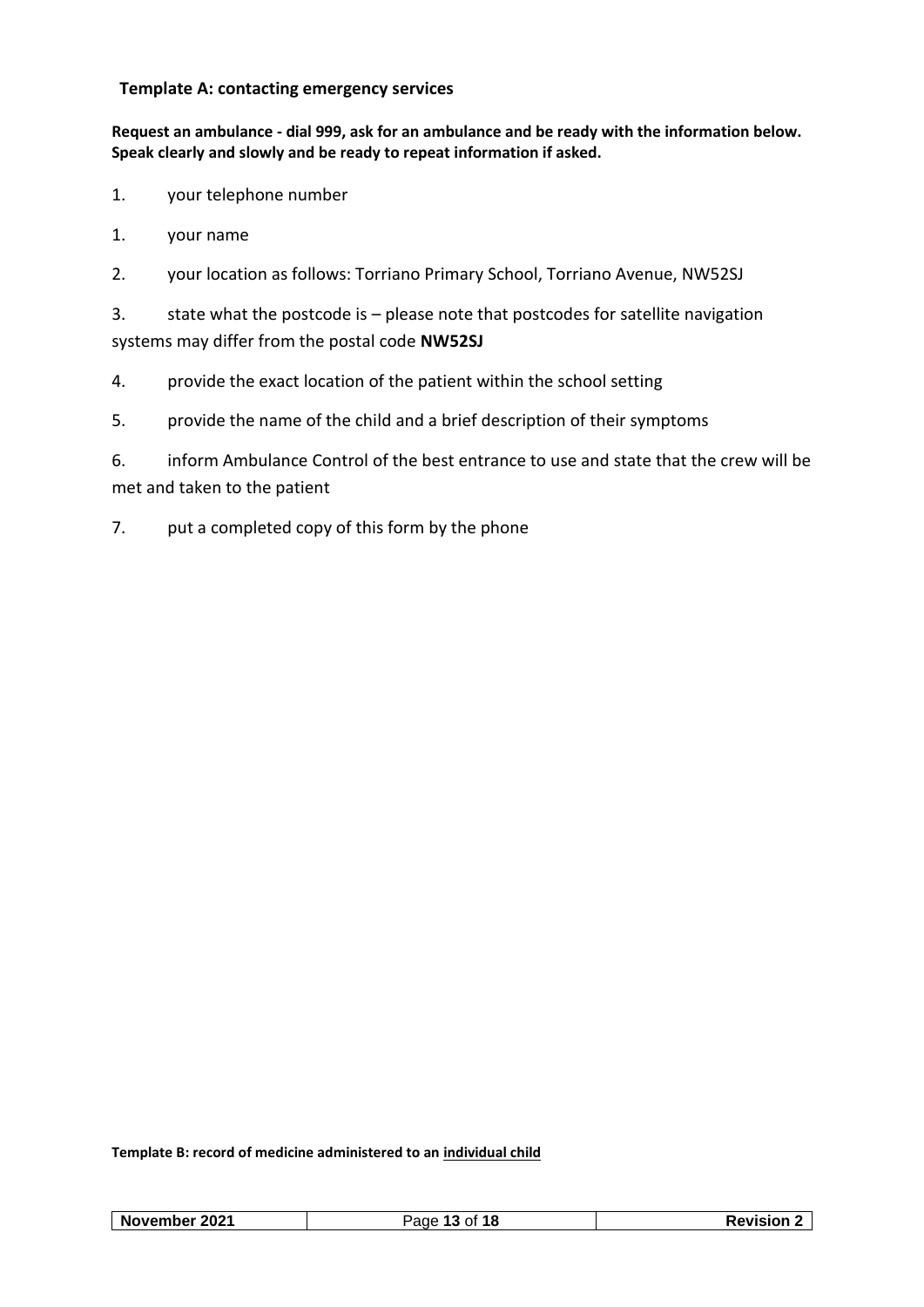**Template A: contacting emergency services**

**Request an ambulance - dial 999, ask for an ambulance and be ready with the information below. Speak clearly and slowly and be ready to repeat information if asked.**

1. your telephone number

1. your name

2. your location as follows: Torriano Primary School, Torriano Avenue, NW52SJ

3. state what the postcode is – please note that postcodes for satellite navigation systems may differ from the postal code **NW52SJ**

4. provide the exact location of the patient within the school setting

5. provide the name of the child and a brief description of their symptoms

6. inform Ambulance Control of the best entrance to use and state that the crew will be met and taken to the patient

7. put a completed copy of this form by the phone

**Template B: record of medicine administered to an <u>individual child</u>**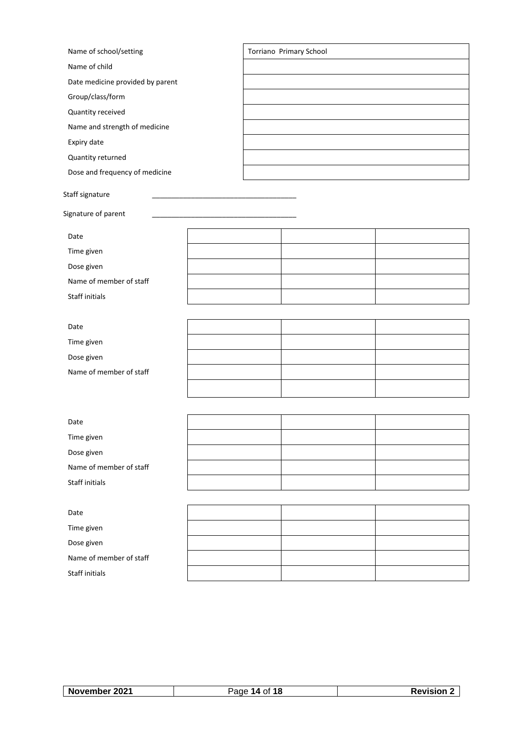| Name of school/setting | Torriano Primary School |
| --- | --- |
| Name of child | |
| Date medicine provided by parent | |
| Group/class/form | |
| Quantity received | |
| Name and strength of medicine | |
| Expiry date | |
| Quantity returned | |
| Dose and frequency of medicine | |

Staff signature ____________________________________

Signature of parent ____________________________________

| Date | | | |
| --- | --- | --- | --- |
| Time given | | | |
| Dose given | | | |
| Name of member of staff | | | |
| Staff initials | | | |

| Date | | | |
| --- | --- | --- | --- |
| Time given | | | |
| Dose given | | | |
| Name of member of staff | | | |
| | | | |

| Date | | | |
| --- | --- | --- | --- |
| Time given | | | |
| Dose given | | | |
| Name of member of staff | | | |
| Staff initials | | | |

| Date | | | |
| --- | --- | --- | --- |
| Time given | | | |
| Dose given | | | |
| Name of member of staff | | | |
| Staff initials | | | |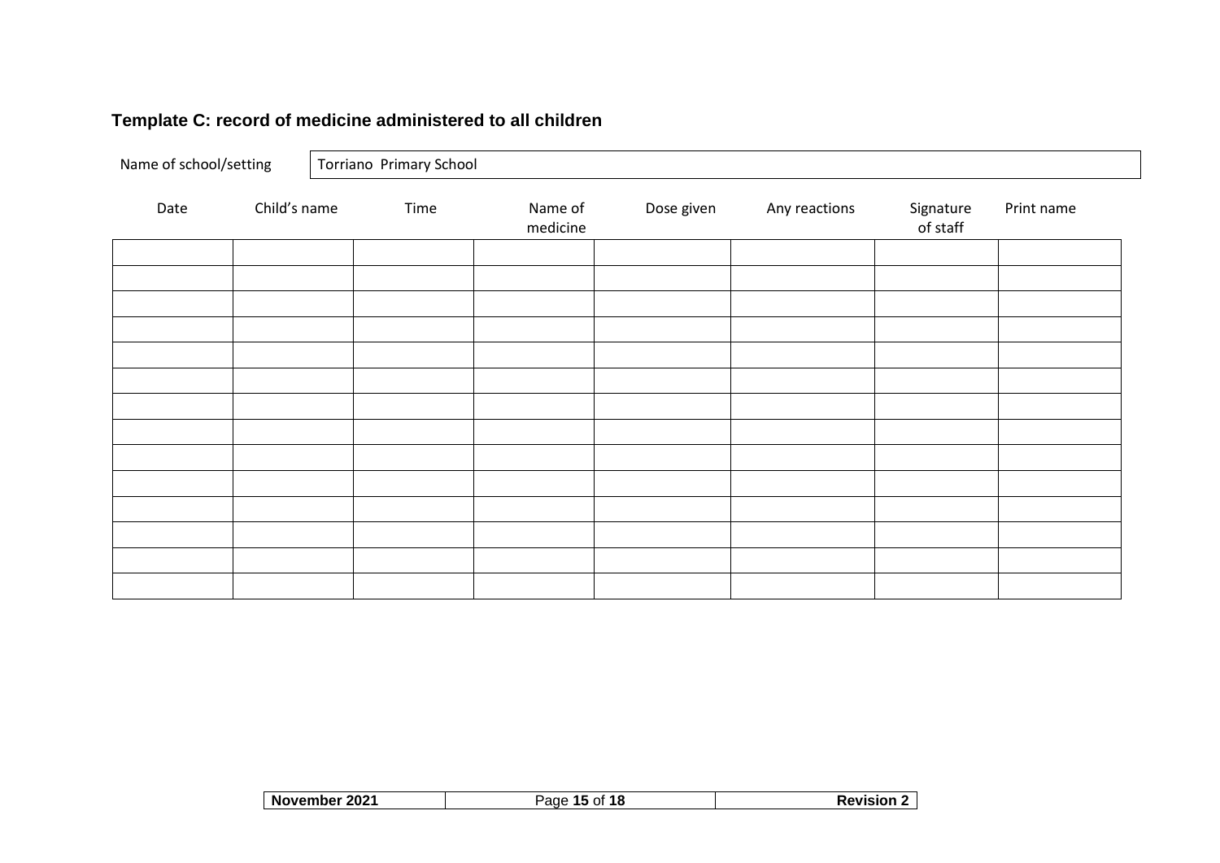## Template C: record of medicine administered to all children

| Name of school/setting | Torriano Primary School |
|---|---|

| Date | Child's name | Time | Name of medicine | Dose given | Any reactions | Signature of staff | Print name |
|---|---|---|---|---|---|---|---|
| | | | | | | | |
| | | | | | | | |
| | | | | | | | |
| | | | | | | | |
| | | | | | | | |
| | | | | | | | |
| | | | | | | | |
| | | | | | | | |
| | | | | | | | |
| | | | | | | | |
| | | | | | | | |
| | | | | | | | |
| | | | | | | | |
| | | | | | | | |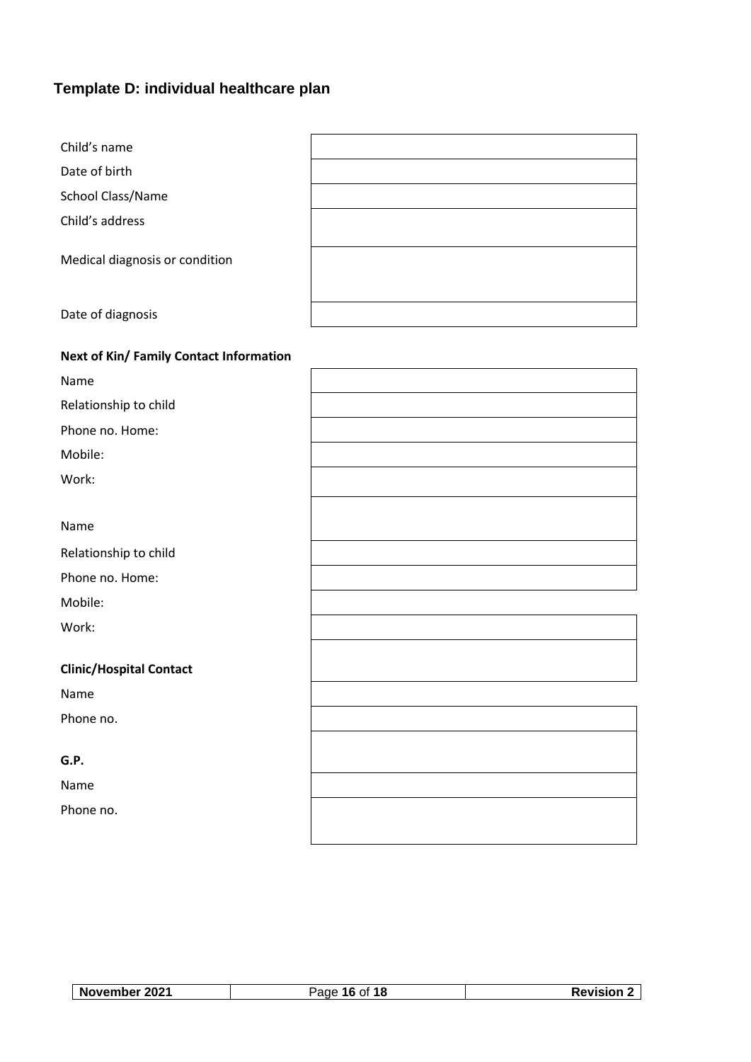## Template D: individual healthcare plan

| | |
|---|---|
| Child's name | |
| Date of birth | |
| School Class/Name | |
| Child's address | |
| Medical diagnosis or condition | |
| Date of diagnosis | |

**Next of Kin/ Family Contact Information**

| | |
|---|---|
| Name | |
| Relationship to child | |
| Phone no. Home: | |
| Mobile: | |
| Work: | |
| | |
| Name | |
| Relationship to child | |
| Phone no. Home: | |
| Mobile: | |
| Work: | |

**Clinic/Hospital Contact**

| | |
|---|---|
| Name | |
| Phone no. | |

**G.P.**

| | |
|---|---|
| Name | |
| Phone no. | |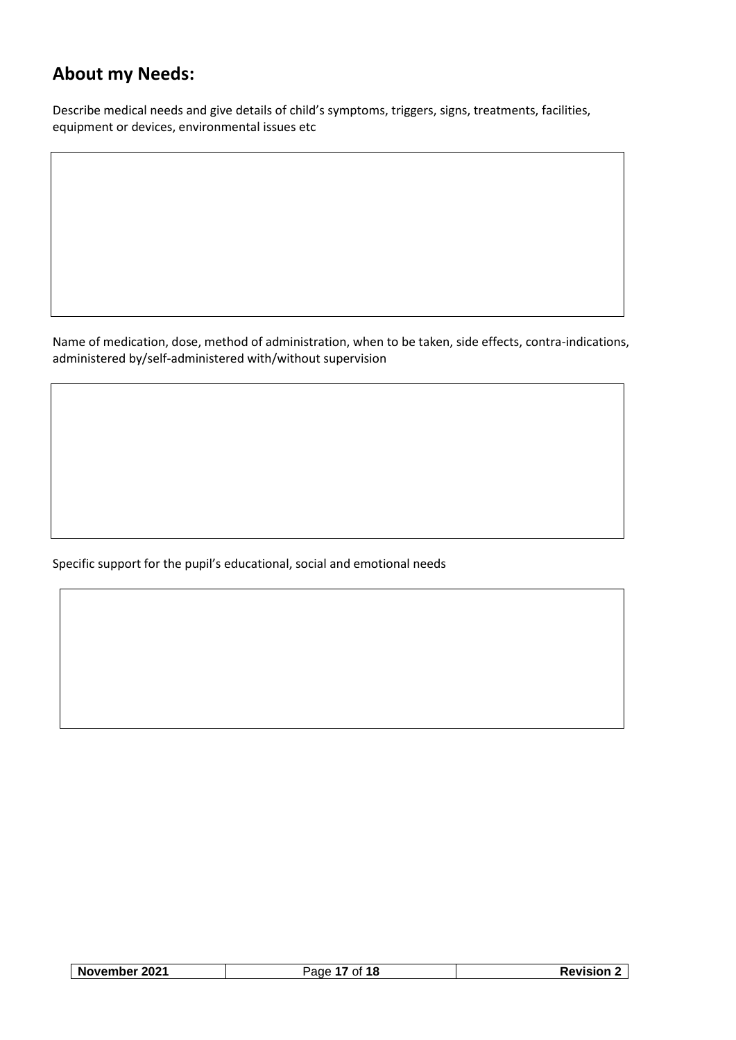## About my Needs:

Describe medical needs and give details of child's symptoms, triggers, signs, treatments, facilities, equipment or devices, environmental issues etc

| |
|---|
| |

Name of medication, dose, method of administration, when to be taken, side effects, contra-indications, administered by/self-administered with/without supervision

| |
|---|
| |

Specific support for the pupil's educational, social and emotional needs

| |
|---|
| |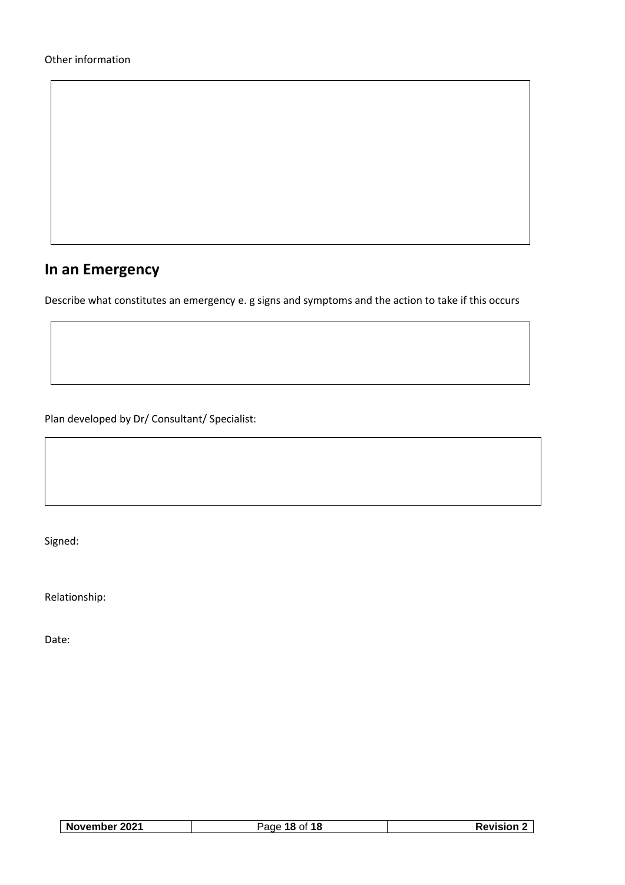Other information

## In an Emergency

Describe what constitutes an emergency e. g signs and symptoms and the action to take if this occurs

Plan developed by Dr/ Consultant/ Specialist:

Signed:

Relationship:

Date: